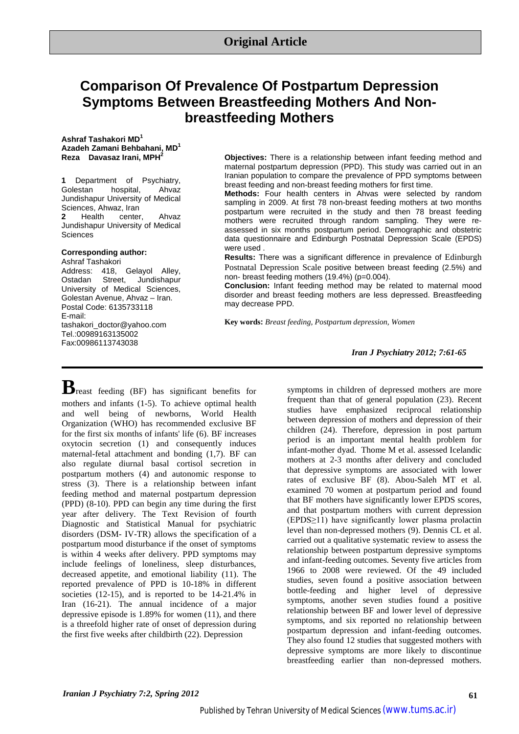**Original Article**

# Comparison Of Prevalence Of Postpartum Depression Symptoms Between Breastfeeding Mothers And Non-breastfeeding Mothers

**Ashraf Tashakori MD[1]**
**Azadeh Zamani Behbahani, MD[1]**
**Reza Davasaz Irani, MPH[2]**

**1** Department of Psychiatry, Golestan hospital, Ahvaz Jundishapur University of Medical Sciences, Ahwaz, Iran
**2** Health center, Ahvaz Jundishapur University of Medical Sciences

**Corresponding author:**
Ashraf Tashakori
Address: 418, Gelayol Alley, Ostadan Street, Jundishapur University of Medical Sciences, Golestan Avenue, Ahvaz – Iran.
Postal Code: 6135733118
E-mail: tashakori_doctor@yahoo.com
Tel.:00989163135002
Fax:00986113743038

**Objectives:** There is a relationship between infant feeding method and maternal postpartum depression (PPD). This study was carried out in an Iranian population to compare the prevalence of PPD symptoms between breast feeding and non-breast feeding mothers for first time.
**Methods:** Four health centers in Ahvas were selected by random sampling in 2009. At first 78 non-breast feeding mothers at two months postpartum were recruited in the study and then 78 breast feeding mothers were recruited through random sampling. They were re-assessed in six months postpartum period. Demographic and obstetric data questionnaire and Edinburgh Postnatal Depression Scale (EPDS) were used .
**Results:** There was a significant difference in prevalence of Edinburgh Postnatal Depression Scale positive between breast feeding (2.5%) and non- breast feeding mothers (19.4%) (p=0.004).
**Conclusion:** Infant feeding method may be related to maternal mood disorder and breast feeding mothers are less depressed. Breastfeeding may decrease PPD.

**Key words:** *Breast feeding, Postpartum depression, Women*

Breast feeding (BF) has significant benefits for mothers and infants (1-5). To achieve optimal health and well being of newborns, World Health Organization (WHO) has recommended exclusive BF for the first six months of infants' life (6). BF increases oxytocin secretion (1) and consequently induces maternal-fetal attachment and bonding (1,7). BF can also regulate diurnal basal cortisol secretion in postpartum mothers (4) and autonomic response to stress (3). There is a relationship between infant feeding method and maternal postpartum depression (PPD) (8-10). PPD can begin any time during the first year after delivery. The Text Revision of fourth Diagnostic and Statistical Manual for psychiatric disorders (DSM- IV-TR) allows the specification of a postpartum mood disturbance if the onset of symptoms is within 4 weeks after delivery. PPD symptoms may include feelings of loneliness, sleep disturbances, decreased appetite, and emotional liability (11). The reported prevalence of PPD is 10-18% in different societies (12-15), and is reported to be 14-21.4% in Iran (16-21). The annual incidence of a major depressive episode is 1.89% for women (11), and there is a threefold higher rate of onset of depression during the first five weeks after childbirth (22). Depression symptoms in children of depressed mothers are more frequent than that of general population (23). Recent studies have emphasized reciprocal relationship between depression of mothers and depression of their children (24). Therefore, depression in post partum period is an important mental health problem for infant-mother dyad. Thome M et al. assessed Icelandic mothers at 2-3 months after delivery and concluded that depressive symptoms are associated with lower rates of exclusive BF (8). Abou-Saleh MT et al. examined 70 women at postpartum period and found that BF mothers have significantly lower EPDS scores, and that postpartum mothers with current depression (EPDS≥11) have significantly lower plasma prolactin level than non-depressed mothers (9). Dennis CL et al. carried out a qualitative systematic review to assess the relationship between postpartum depressive symptoms and infant-feeding outcomes. Seventy five articles from 1966 to 2008 were reviewed. Of the 49 included studies, seven found a positive association between bottle-feeding and higher level of depressive symptoms, another seven studies found a positive relationship between BF and lower level of depressive symptoms, and six reported no relationship between postpartum depression and infant-feeding outcomes. They also found 12 studies that suggested mothers with depressive symptoms are more likely to discontinue breastfeeding earlier than non-depressed mothers.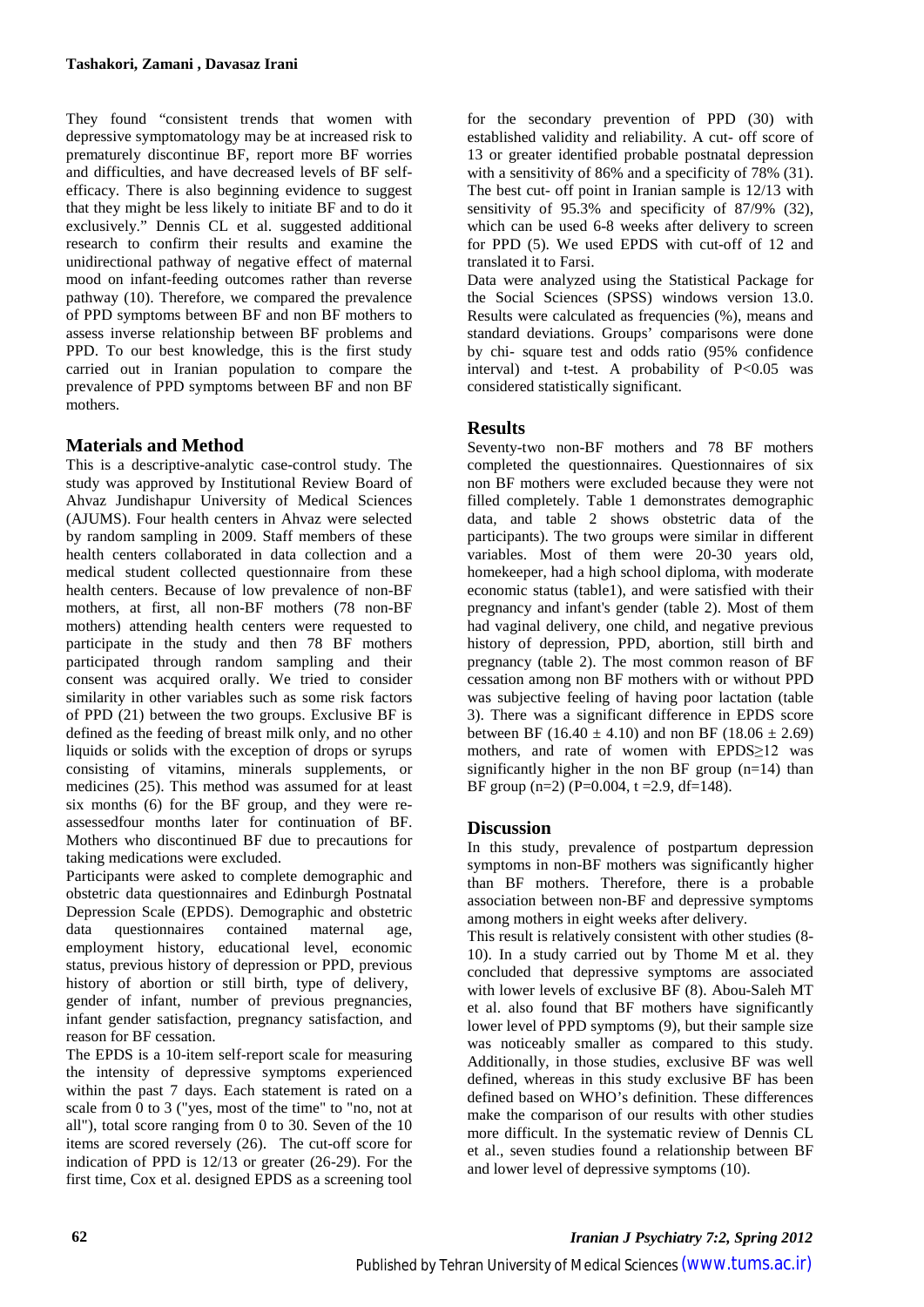They found "consistent trends that women with depressive symptomatology may be at increased risk to prematurely discontinue BF, report more BF worries and difficulties, and have decreased levels of BF self-efficacy. There is also beginning evidence to suggest that they might be less likely to initiate BF and to do it exclusively." Dennis CL et al. suggested additional research to confirm their results and examine the unidirectional pathway of negative effect of maternal mood on infant-feeding outcomes rather than reverse pathway (10). Therefore, we compared the prevalence of PPD symptoms between BF and non BF mothers to assess inverse relationship between BF problems and PPD. To our best knowledge, this is the first study carried out in Iranian population to compare the prevalence of PPD symptoms between BF and non BF mothers.

## Materials and Method

This is a descriptive-analytic case-control study. The study was approved by Institutional Review Board of Ahvaz Jundishapur University of Medical Sciences (AJUMS). Four health centers in Ahvaz were selected by random sampling in 2009. Staff members of these health centers collaborated in data collection and a medical student collected questionnaire from these health centers. Because of low prevalence of non-BF mothers, at first, all non-BF mothers (78 non-BF mothers) attending health centers were requested to participate in the study and then 78 BF mothers participated through random sampling and their consent was acquired orally. We tried to consider similarity in other variables such as some risk factors of PPD (21) between the two groups. Exclusive BF is defined as the feeding of breast milk only, and no other liquids or solids with the exception of drops or syrups consisting of vitamins, minerals supplements, or medicines (25). This method was assumed for at least six months (6) for the BF group, and they were re-assessedfour months later for continuation of BF. Mothers who discontinued BF due to precautions for taking medications were excluded.

Participants were asked to complete demographic and obstetric data questionnaires and Edinburgh Postnatal Depression Scale (EPDS). Demographic and obstetric data questionnaires contained maternal age, employment history, educational level, economic status, previous history of depression or PPD, previous history of abortion or still birth, type of delivery, gender of infant, number of previous pregnancies, infant gender satisfaction, pregnancy satisfaction, and reason for BF cessation.

The EPDS is a 10-item self-report scale for measuring the intensity of depressive symptoms experienced within the past 7 days. Each statement is rated on a scale from 0 to 3 ("yes, most of the time" to "no, not at all"), total score ranging from 0 to 30. Seven of the 10 items are scored reversely (26). The cut-off score for indication of PPD is 12/13 or greater (26-29). For the first time, Cox et al. designed EPDS as a screening tool for the secondary prevention of PPD (30) with established validity and reliability. A cut- off score of 13 or greater identified probable postnatal depression with a sensitivity of 86% and a specificity of 78% (31). The best cut- off point in Iranian sample is 12/13 with sensitivity of 95.3% and specificity of 87/9% (32), which can be used 6-8 weeks after delivery to screen for PPD (5). We used EPDS with cut-off of 12 and translated it to Farsi.

Data were analyzed using the Statistical Package for the Social Sciences (SPSS) windows version 13.0. Results were calculated as frequencies (%), means and standard deviations. Groups' comparisons were done by chi- square test and odds ratio (95% confidence interval) and t-test. A probability of $P<0.05$ was considered statistically significant.

## Results

Seventy-two non-BF mothers and 78 BF mothers completed the questionnaires. Questionnaires of six non BF mothers were excluded because they were not filled completely. Table 1 demonstrates demographic data, and table 2 shows obstetric data of the participants). The two groups were similar in different variables. Most of them were 20-30 years old, homekeeper, had a high school diploma, with moderate economic status (table1), and were satisfied with their pregnancy and infant's gender (table 2). Most of them had vaginal delivery, one child, and negative previous history of depression, PPD, abortion, still birth and pregnancy (table 2). The most common reason of BF cessation among non BF mothers with or without PPD was subjective feeling of having poor lactation (table 3). There was a significant difference in EPDS score between BF ($16.40 \pm 4.10$) and non BF ($18.06 \pm 2.69$) mothers, and rate of women with EPDS≥12 was significantly higher in the non BF group (n=14) than BF group (n=2) ($P=0.004$, $t=2.9$, $df=148$).

## Discussion

In this study, prevalence of postpartum depression symptoms in non-BF mothers was significantly higher than BF mothers. Therefore, there is a probable association between non-BF and depressive symptoms among mothers in eight weeks after delivery.

This result is relatively consistent with other studies (8-10). In a study carried out by Thome M et al. they concluded that depressive symptoms are associated with lower levels of exclusive BF (8). Abou-Saleh MT et al. also found that BF mothers have significantly lower level of PPD symptoms (9), but their sample size was noticeably smaller as compared to this study. Additionally, in those studies, exclusive BF was well defined, whereas in this study exclusive BF has been defined based on WHO's definition. These differences make the comparison of our results with other studies more difficult. In the systematic review of Dennis CL et al., seven studies found a relationship between BF and lower level of depressive symptoms (10).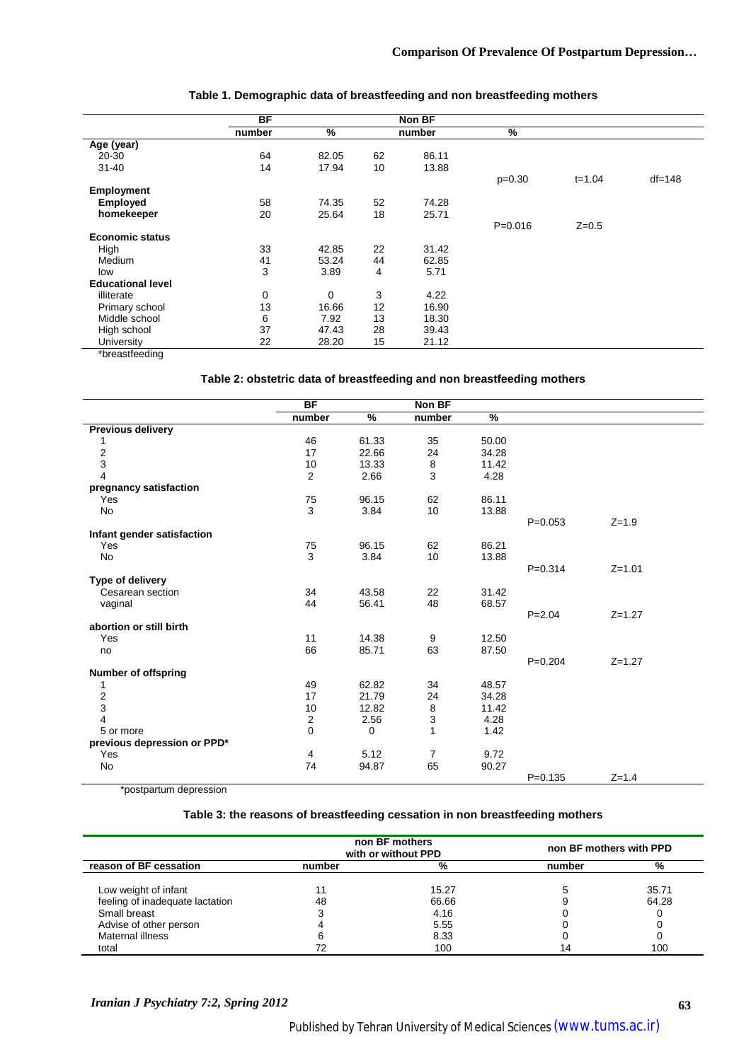**Table 1. Demographic data of breastfeeding and non breastfeeding mothers**

| | BF | | Non BF | | | | |
|---|---|---|---|---|---|---|---|
| | number | % | number | % | | | |
| **Age (year)** | | | | | | | |
| 20-30 | 64 | 82.05 | 62 | 86.11 | | | |
| 31-40 | 14 | 17.94 | 10 | 13.88 | | | |
| | | | | | p=0.30 | t=1.04 | df=148 |
| **Employment** | | | | | | | |
| **Employed** | 58 | 74.35 | 52 | 74.28 | | | |
| **homekeeper** | 20 | 25.64 | 18 | 25.71 | | | |
| | | | | | P=0.016 | Z=0.5 | |
| **Economic status** | | | | | | | |
| High | 33 | 42.85 | 22 | 31.42 | | | |
| Medium | 41 | 53.24 | 44 | 62.85 | | | |
| low | 3 | 3.89 | 4 | 5.71 | | | |
| **Educational level** | | | | | | | |
| illiterate | 0 | 0 | 3 | 4.22 | | | |
| Primary school | 13 | 16.66 | 12 | 16.90 | | | |
| Middle school | 6 | 7.92 | 13 | 18.30 | | | |
| High school | 37 | 47.43 | 28 | 39.43 | | | |
| University | 22 | 28.20 | 15 | 21.12 | | | |

*breastfeeding

**Table 2: obstetric data of breastfeeding and non breastfeeding mothers**

| | BF | | Non BF | | | |
|---|---|---|---|---|---|---|
| | number | % | number | % | | |
| **Previous delivery** | | | | | | |
| 1 | 46 | 61.33 | 35 | 50.00 | | |
| 2 | 17 | 22.66 | 24 | 34.28 | | |
| 3 | 10 | 13.33 | 8 | 11.42 | | |
| 4 | 2 | 2.66 | 3 | 4.28 | | |
| **pregnancy satisfaction** | | | | | | |
| Yes | 75 | 96.15 | 62 | 86.11 | | |
| No | 3 | 3.84 | 10 | 13.88 | | |
| | | | | | P=0.053 | Z=1.9 |
| **Infant gender satisfaction** | | | | | | |
| Yes | 75 | 96.15 | 62 | 86.21 | | |
| No | 3 | 3.84 | 10 | 13.88 | | |
| | | | | | P=0.314 | Z=1.01 |
| **Type of delivery** | | | | | | |
| Cesarean section | 34 | 43.58 | 22 | 31.42 | | |
| vaginal | 44 | 56.41 | 48 | 68.57 | | |
| | | | | | P=2.04 | Z=1.27 |
| **abortion or still birth** | | | | | | |
| Yes | 11 | 14.38 | 9 | 12.50 | | |
| no | 66 | 85.71 | 63 | 87.50 | | |
| | | | | | P=0.204 | Z=1.27 |
| **Number of offspring** | | | | | | |
| 1 | 49 | 62.82 | 34 | 48.57 | | |
| 2 | 17 | 21.79 | 24 | 34.28 | | |
| 3 | 10 | 12.82 | 8 | 11.42 | | |
| 4 | 2 | 2.56 | 3 | 4.28 | | |
| 5 or more | 0 | 0 | 1 | 1.42 | | |
| **previous depression or PPD*** | | | | | | |
| Yes | 4 | 5.12 | 7 | 9.72 | | |
| No | 74 | 94.87 | 65 | 90.27 | | |
| | | | | | P=0.135 | Z=1.4 |

*postpartum depression

**Table 3: the reasons of breastfeeding cessation in non breastfeeding mothers**

| | non BF mothers with or without PPD | | non BF mothers with PPD | |
|---|---|---|---|---|
| reason of BF cessation | number | % | number | % |
| Low weight of infant | 11 | 15.27 | 5 | 35.71 |
| feeling of inadequate lactation | 48 | 66.66 | 9 | 64.28 |
| Small breast | 3 | 4.16 | 0 | 0 |
| Advise of other person | 4 | 5.55 | 0 | 0 |
| Maternal illness | 6 | 8.33 | 0 | 0 |
| total | 72 | 100 | 14 | 100 |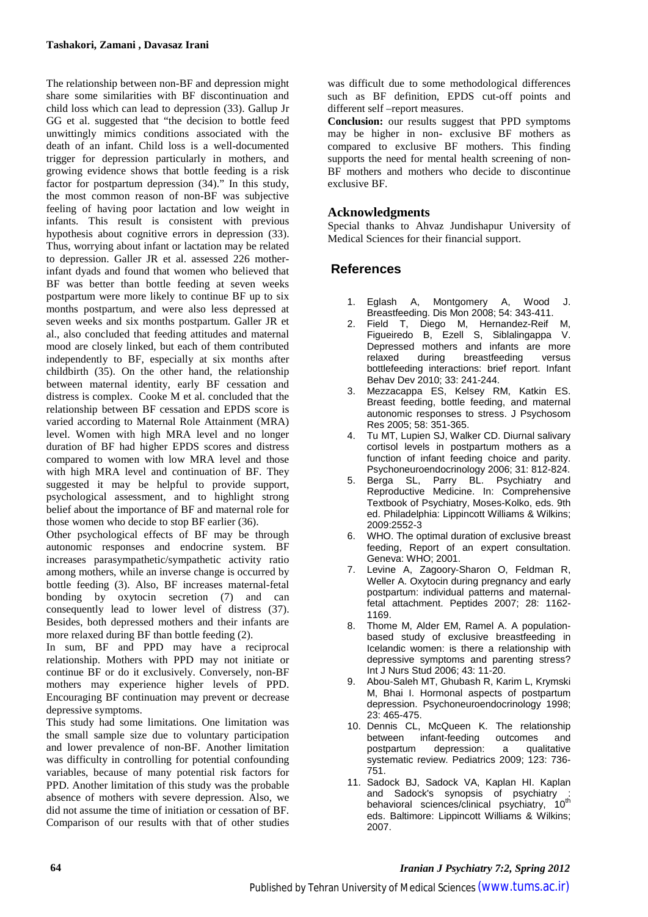The relationship between non-BF and depression might share some similarities with BF discontinuation and child loss which can lead to depression (33). Gallup Jr GG et al. suggested that "the decision to bottle feed unwittingly mimics conditions associated with the death of an infant. Child loss is a well-documented trigger for depression particularly in mothers, and growing evidence shows that bottle feeding is a risk factor for postpartum depression (34)." In this study, the most common reason of non-BF was subjective feeling of having poor lactation and low weight in infants. This result is consistent with previous hypothesis about cognitive errors in depression (33). Thus, worrying about infant or lactation may be related to depression. Galler JR et al. assessed 226 mother-infant dyads and found that women who believed that BF was better than bottle feeding at seven weeks postpartum were more likely to continue BF up to six months postpartum, and were also less depressed at seven weeks and six months postpartum. Galler JR et al., also concluded that feeding attitudes and maternal mood are closely linked, but each of them contributed independently to BF, especially at six months after childbirth (35). On the other hand, the relationship between maternal identity, early BF cessation and distress is complex. Cooke M et al. concluded that the relationship between BF cessation and EPDS score is varied according to Maternal Role Attainment (MRA) level. Women with high MRA level and no longer duration of BF had higher EPDS scores and distress compared to women with low MRA level and those with high MRA level and continuation of BF. They suggested it may be helpful to provide support, psychological assessment, and to highlight strong belief about the importance of BF and maternal role for those women who decide to stop BF earlier (36).

Other psychological effects of BF may be through autonomic responses and endocrine system. BF increases parasympathetic/sympathetic activity ratio among mothers, while an inverse change is occurred by bottle feeding (3). Also, BF increases maternal-fetal bonding by oxytocin secretion (7) and can consequently lead to lower level of distress (37). Besides, both depressed mothers and their infants are more relaxed during BF than bottle feeding (2).

In sum, BF and PPD may have a reciprocal relationship. Mothers with PPD may not initiate or continue BF or do it exclusively. Conversely, non-BF mothers may experience higher levels of PPD. Encouraging BF continuation may prevent or decrease depressive symptoms.

This study had some limitations. One limitation was the small sample size due to voluntary participation and lower prevalence of non-BF. Another limitation was difficulty in controlling for potential confounding variables, because of many potential risk factors for PPD. Another limitation of this study was the probable absence of mothers with severe depression. Also, we did not assume the time of initiation or cessation of BF. Comparison of our results with that of other studies was difficult due to some methodological differences such as BF definition, EPDS cut-off points and different self –report measures.

**Conclusion:** our results suggest that PPD symptoms may be higher in non- exclusive BF mothers as compared to exclusive BF mothers. This finding supports the need for mental health screening of non-BF mothers and mothers who decide to discontinue exclusive BF.

## Acknowledgments

Special thanks to Ahvaz Jundishapur University of Medical Sciences for their financial support.

## References

1. Eglash A, Montgomery A, Wood J. Breastfeeding. Dis Mon 2008; 54: 343-411.
2. Field T, Diego M, Hernandez-Reif M, Figueiredo B, Ezell S, Siblalingappa V. Depressed mothers and infants are more relaxed during breastfeeding versus bottlefeeding interactions: brief report. Infant Behav Dev 2010; 33: 241-244.
3. Mezzacappa ES, Kelsey RM, Katkin ES. Breast feeding, bottle feeding, and maternal autonomic responses to stress. J Psychosom Res 2005; 58: 351-365.
4. Tu MT, Lupien SJ, Walker CD. Diurnal salivary cortisol levels in postpartum mothers as a function of infant feeding choice and parity. Psychoneuroendocrinology 2006; 31: 812-824.
5. Berga SL, Parry BL. Psychiatry and Reproductive Medicine. In: Comprehensive Textbook of Psychiatry, Moses-Kolko, eds. 9th ed. Philadelphia: Lippincott Williams & Wilkins; 2009:2552-3
6. WHO. The optimal duration of exclusive breast feeding, Report of an expert consultation. Geneva: WHO; 2001.
7. Levine A, Zagoory-Sharon O, Feldman R, Weller A. Oxytocin during pregnancy and early postpartum: individual patterns and maternal-fetal attachment. Peptides 2007; 28: 1162-1169.
8. Thome M, Alder EM, Ramel A. A population-based study of exclusive breastfeeding in Icelandic women: is there a relationship with depressive symptoms and parenting stress? Int J Nurs Stud 2006; 43: 11-20.
9. Abou-Saleh MT, Ghubash R, Karim L, Krymski M, Bhai I. Hormonal aspects of postpartum depression. Psychoneuroendocrinology 1998; 23: 465-475.
10. Dennis CL, McQueen K. The relationship between infant-feeding outcomes and postpartum depression: a qualitative systematic review. Pediatrics 2009; 123: 736-751.
11. Sadock BJ, Sadock VA, Kaplan HI. Kaplan and Sadock's synopsis of psychiatry : behavioral sciences/clinical psychiatry, 10th eds. Baltimore: Lippincott Williams & Wilkins; 2007.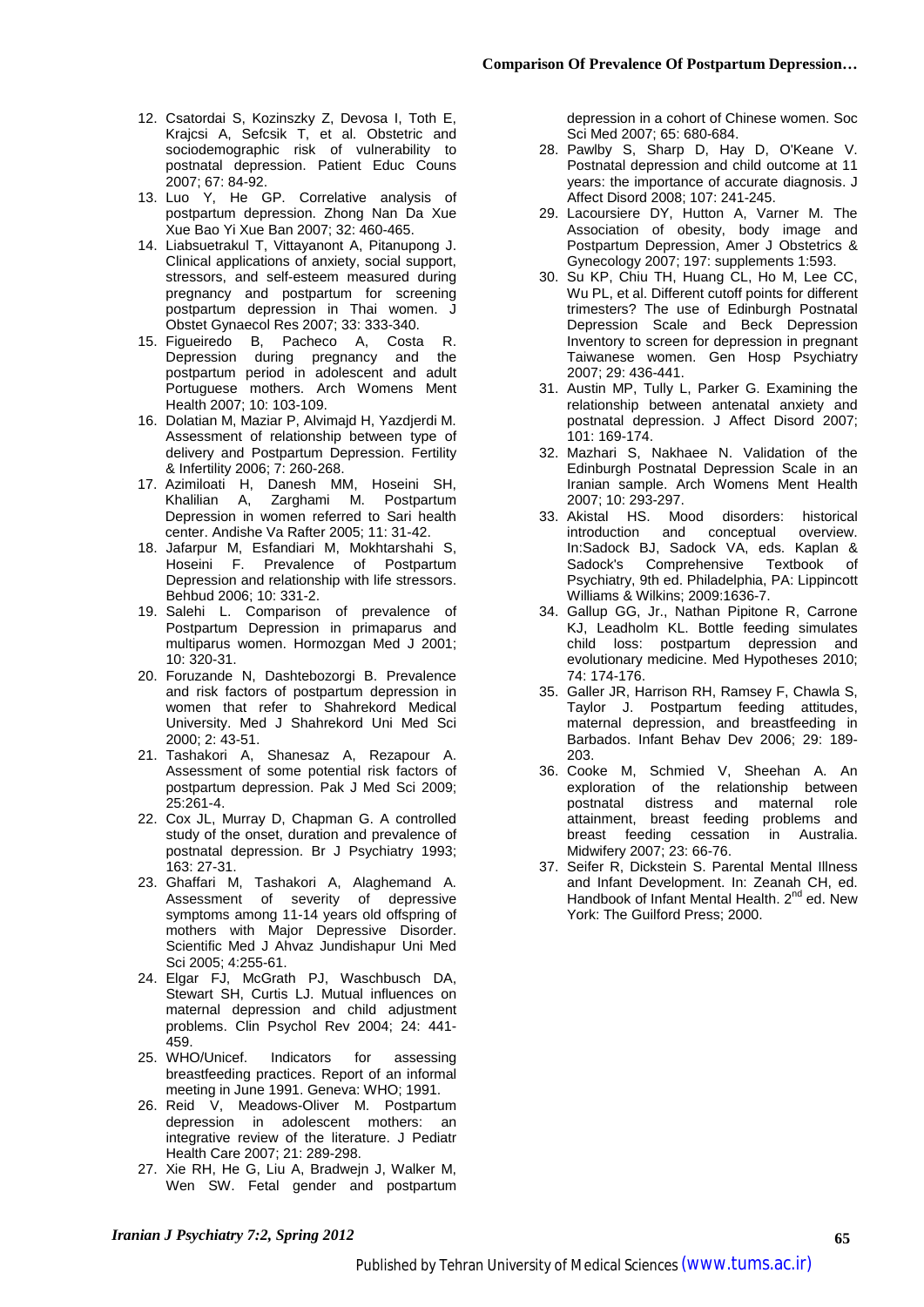12. Csatordai S, Kozinszky Z, Devosa I, Toth E, Krajcsi A, Sefcsik T, et al. Obstetric and sociodemographic risk of vulnerability to postnatal depression. Patient Educ Couns 2007; 67: 84-92.
13. Luo Y, He GP. Correlative analysis of postpartum depression. Zhong Nan Da Xue Xue Bao Yi Xue Ban 2007; 32: 460-465.
14. Liabsuetrakul T, Vittayanont A, Pitanupong J. Clinical applications of anxiety, social support, stressors, and self-esteem measured during pregnancy and postpartum for screening postpartum depression in Thai women. J Obstet Gynaecol Res 2007; 33: 333-340.
15. Figueiredo B, Pacheco A, Costa R. Depression during pregnancy and the postpartum period in adolescent and adult Portuguese mothers. Arch Womens Ment Health 2007; 10: 103-109.
16. Dolatian M, Maziar P, Alvimajd H, Yazdjerdi M. Assessment of relationship between type of delivery and Postpartum Depression. Fertility & Infertility 2006; 7: 260-268.
17. Azimiloati H, Danesh MM, Hoseini SH, Khalilian A, Zarghami M. Postpartum Depression in women referred to Sari health center. Andishe Va Rafter 2005; 11: 31-42.
18. Jafarpur M, Esfandiari M, Mokhtarshahi S, Hoseini F. Prevalence of Postpartum Depression and relationship with life stressors. Behbud 2006; 10: 331-2.
19. Salehi L. Comparison of prevalence of Postpartum Depression in primaparus and multiparus women. Hormozgan Med J 2001; 10: 320-31.
20. Foruzande N, Dashtebozorgi B. Prevalence and risk factors of postpartum depression in women that refer to Shahrekord Medical University. Med J Shahrekord Uni Med Sci 2000; 2: 43-51.
21. Tashakori A, Shanesaz A, Rezapour A. Assessment of some potential risk factors of postpartum depression. Pak J Med Sci 2009; 25:261-4.
22. Cox JL, Murray D, Chapman G. A controlled study of the onset, duration and prevalence of postnatal depression. Br J Psychiatry 1993; 163: 27-31.
23. Ghaffari M, Tashakori A, Alaghemand A. Assessment of severity of depressive symptoms among 11-14 years old offspring of mothers with Major Depressive Disorder. Scientific Med J Ahvaz Jundishapur Uni Med Sci 2005; 4:255-61.
24. Elgar FJ, McGrath PJ, Waschbusch DA, Stewart SH, Curtis LJ. Mutual influences on maternal depression and child adjustment problems. Clin Psychol Rev 2004; 24: 441-459.
25. WHO/Unicef. Indicators for assessing breastfeeding practices. Report of an informal meeting in June 1991. Geneva: WHO; 1991.
26. Reid V, Meadows-Oliver M. Postpartum depression in adolescent mothers: an integrative review of the literature. J Pediatr Health Care 2007; 21: 289-298.
27. Xie RH, He G, Liu A, Bradwejn J, Walker M, Wen SW. Fetal gender and postpartum depression in a cohort of Chinese women. Soc Sci Med 2007; 65: 680-684.
28. Pawlby S, Sharp D, Hay D, O'Keane V. Postnatal depression and child outcome at 11 years: the importance of accurate diagnosis. J Affect Disord 2008; 107: 241-245.
29. Lacoursiere DY, Hutton A, Varner M. The Association of obesity, body image and Postpartum Depression, Amer J Obstetrics & Gynecology 2007; 197: supplements 1:593.
30. Su KP, Chiu TH, Huang CL, Ho M, Lee CC, Wu PL, et al. Different cutoff points for different trimesters? The use of Edinburgh Postnatal Depression Scale and Beck Depression Inventory to screen for depression in pregnant Taiwanese women. Gen Hosp Psychiatry 2007; 29: 436-441.
31. Austin MP, Tully L, Parker G. Examining the relationship between antenatal anxiety and postnatal depression. J Affect Disord 2007; 101: 169-174.
32. Mazhari S, Nakhaee N. Validation of the Edinburgh Postnatal Depression Scale in an Iranian sample. Arch Womens Ment Health 2007; 10: 293-297.
33. Akistal HS. Mood disorders: historical introduction and conceptual overview. In:Sadock BJ, Sadock VA, eds. Kaplan & Sadock's Comprehensive Textbook of Psychiatry, 9th ed. Philadelphia, PA: Lippincott Williams & Wilkins; 2009:1636-7.
34. Gallup GG, Jr., Nathan Pipitone R, Carrone KJ, Leadholm KL. Bottle feeding simulates child loss: postpartum depression and evolutionary medicine. Med Hypotheses 2010; 74: 174-176.
35. Galler JR, Harrison RH, Ramsey F, Chawla S, Taylor J. Postpartum feeding attitudes, maternal depression, and breastfeeding in Barbados. Infant Behav Dev 2006; 29: 189-203.
36. Cooke M, Schmied V, Sheehan A. An exploration of the relationship between postnatal distress and maternal role attainment, breast feeding problems and breast feeding cessation in Australia. Midwifery 2007; 23: 66-76.
37. Seifer R, Dickstein S. Parental Mental Illness and Infant Development. In: Zeanah CH, ed. Handbook of Infant Mental Health. 2nd ed. New York: The Guilford Press; 2000.